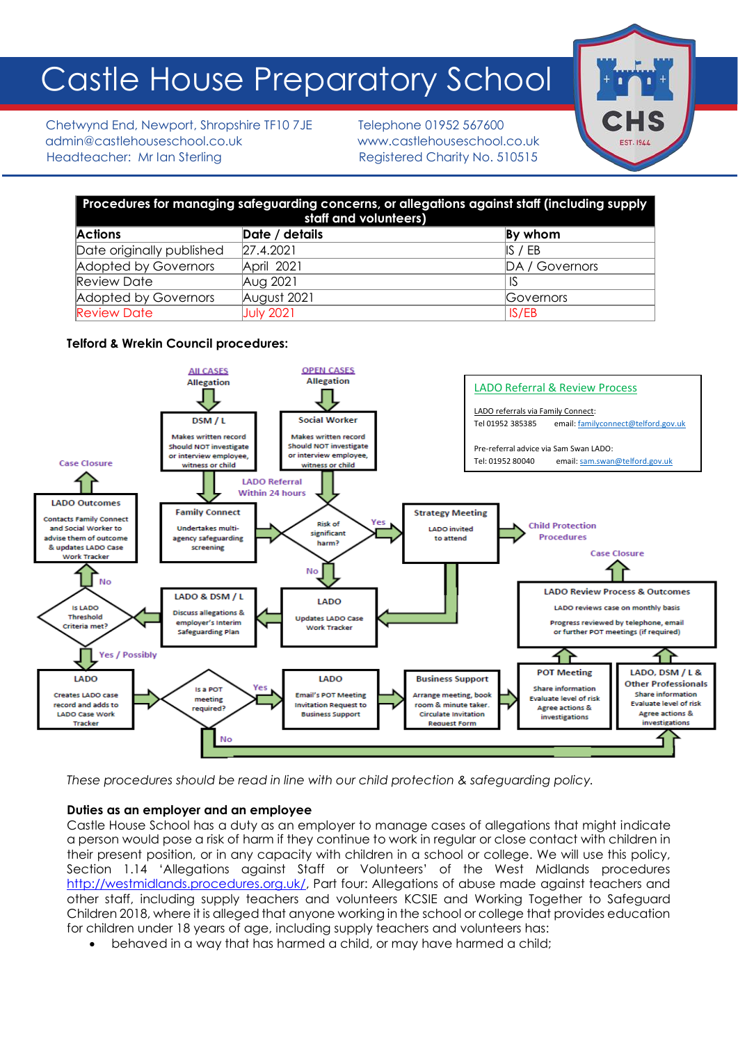# Castle House Preparatory School

Chetwynd End, Newport, Shropshire TF10 7JE
admin@castlehouseschool.co.uk
Headteacher: Mr Ian Sterling

Telephone 01952 567600
www.castlehouseschool.co.uk
Registered Charity No. 510515

| Procedures for managing safeguarding concerns, or allegations against staff (including supply staff and volunteers) | | |
|---|---|---|
| **Actions** | **Date / details** | **By whom** |
| Date originally published | 27.4.2021 | IS / EB |
| Adopted by Governors | April 2021 | DA / Governors |
| Review Date | Aug 2021 | IS |
| Adopted by Governors | August 2021 | Governors |
| Review Date | July 2021 | IS/EB |

**Telford & Wrekin Council procedures:**

ALL CASES
Allegation

OPEN CASES
Allegation

**DSM / L**
Makes written record
Should NOT investigate or interview employee, witness or child

**Social Worker**
Makes written record
Should NOT investigate or interview employee, witness or child

LADO Referral
Within 24 hours

**Family Connect**
Undertakes multi-agency safeguarding screening

Risk of significant harm?
Yes / No

**Strategy Meeting**
LADO invited to attend

Child Protection Procedures

**LADO**
Updates LADO Case Work Tracker

**LADO & DSM / L**
Discuss allegations & employer's Interim Safeguarding Plan

Is LADO Threshold Criteria met?
No / Yes / Possibly

**LADO Outcomes**
Contacts Family Connect and Social Worker to advise them of outcome & updates LADO Case Work Tracker

Case Closure

**LADO**
Creates LADO case record and adds to LADO Case Work Tracker

Is a POT meeting required?
Yes / No

**LADO**
Email's POT Meeting Invitation Request to Business Support

**Business Support**
Arrange meeting, book room & minute taker. Circulate Invitation Request Form

**POT Meeting**
Share information
Evaluate level of risk
Agree actions & investigations

**LADO, DSM / L & Other Professionals**
Share information
Evaluate level of risk
Agree actions & investigations

**LADO Review Process & Outcomes**
LADO reviews case on monthly basis
Progress reviewed by telephone, email or further POT meetings (if required)

Case Closure

**LADO Referral & Review Process**

LADO referrals via Family Connect:
Tel 01952 385385 email: familyconnect@telford.gov.uk

Pre-referral advice via Sam Swan LADO:
Tel: 01952 80040 email: sam.swan@telford.gov.uk

*These procedures should be read in line with our child protection & safeguarding policy.*

**Duties as an employer and an employee**

Castle House School has a duty as an employer to manage cases of allegations that might indicate a person would pose a risk of harm if they continue to work in regular or close contact with children in their present position, or in any capacity with children in a school or college. We will use this policy, Section 1.14 'Allegations against Staff or Volunteers' of the West Midlands procedures http://westmidlands.procedures.org.uk/, Part four: Allegations of abuse made against teachers and other staff, including supply teachers and volunteers KCSIE and Working Together to Safeguard Children 2018, where it is alleged that anyone working in the school or college that provides education for children under 18 years of age, including supply teachers and volunteers has:

- behaved in a way that has harmed a child, or may have harmed a child;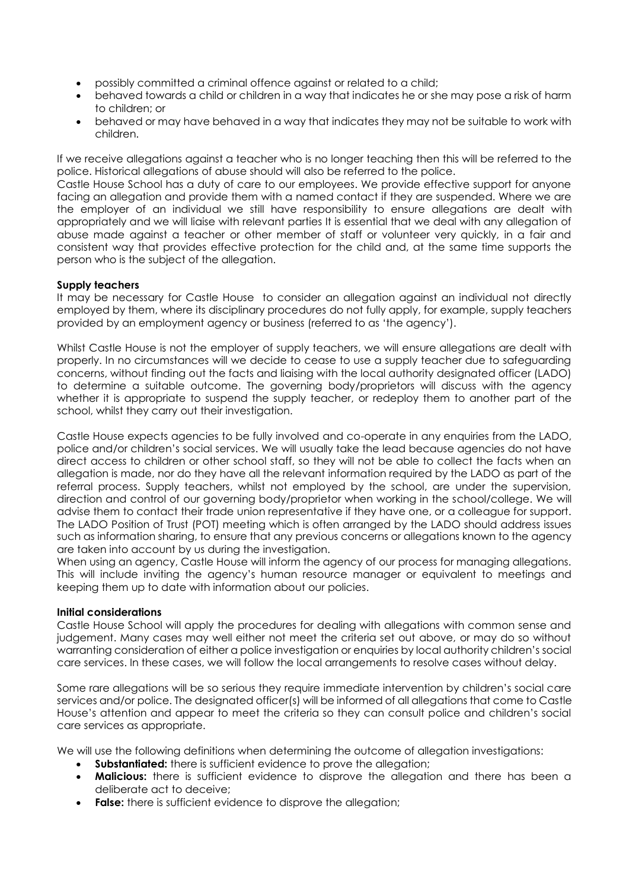- possibly committed a criminal offence against or related to a child;
- behaved towards a child or children in a way that indicates he or she may pose a risk of harm to children; or
- behaved or may have behaved in a way that indicates they may not be suitable to work with children.

If we receive allegations against a teacher who is no longer teaching then this will be referred to the police. Historical allegations of abuse should will also be referred to the police.

Castle House School has a duty of care to our employees. We provide effective support for anyone facing an allegation and provide them with a named contact if they are suspended. Where we are the employer of an individual we still have responsibility to ensure allegations are dealt with appropriately and we will liaise with relevant parties It is essential that we deal with any allegation of abuse made against a teacher or other member of staff or volunteer very quickly, in a fair and consistent way that provides effective protection for the child and, at the same time supports the person who is the subject of the allegation.

**Supply teachers**

It may be necessary for Castle House to consider an allegation against an individual not directly employed by them, where its disciplinary procedures do not fully apply, for example, supply teachers provided by an employment agency or business (referred to as 'the agency').

Whilst Castle House is not the employer of supply teachers, we will ensure allegations are dealt with properly. In no circumstances will we decide to cease to use a supply teacher due to safeguarding concerns, without finding out the facts and liaising with the local authority designated officer (LADO) to determine a suitable outcome. The governing body/proprietors will discuss with the agency whether it is appropriate to suspend the supply teacher, or redeploy them to another part of the school, whilst they carry out their investigation.

Castle House expects agencies to be fully involved and co-operate in any enquiries from the LADO, police and/or children's social services. We will usually take the lead because agencies do not have direct access to children or other school staff, so they will not be able to collect the facts when an allegation is made, nor do they have all the relevant information required by the LADO as part of the referral process. Supply teachers, whilst not employed by the school, are under the supervision, direction and control of our governing body/proprietor when working in the school/college. We will advise them to contact their trade union representative if they have one, or a colleague for support. The LADO Position of Trust (POT) meeting which is often arranged by the LADO should address issues such as information sharing, to ensure that any previous concerns or allegations known to the agency are taken into account by us during the investigation.

When using an agency, Castle House will inform the agency of our process for managing allegations. This will include inviting the agency's human resource manager or equivalent to meetings and keeping them up to date with information about our policies.

**Initial considerations**

Castle House School will apply the procedures for dealing with allegations with common sense and judgement. Many cases may well either not meet the criteria set out above, or may do so without warranting consideration of either a police investigation or enquiries by local authority children's social care services. In these cases, we will follow the local arrangements to resolve cases without delay.

Some rare allegations will be so serious they require immediate intervention by children's social care services and/or police. The designated officer(s) will be informed of all allegations that come to Castle House's attention and appear to meet the criteria so they can consult police and children's social care services as appropriate.

We will use the following definitions when determining the outcome of allegation investigations:

- **Substantiated:** there is sufficient evidence to prove the allegation;
- **Malicious:** there is sufficient evidence to disprove the allegation and there has been a deliberate act to deceive;
- **False:** there is sufficient evidence to disprove the allegation;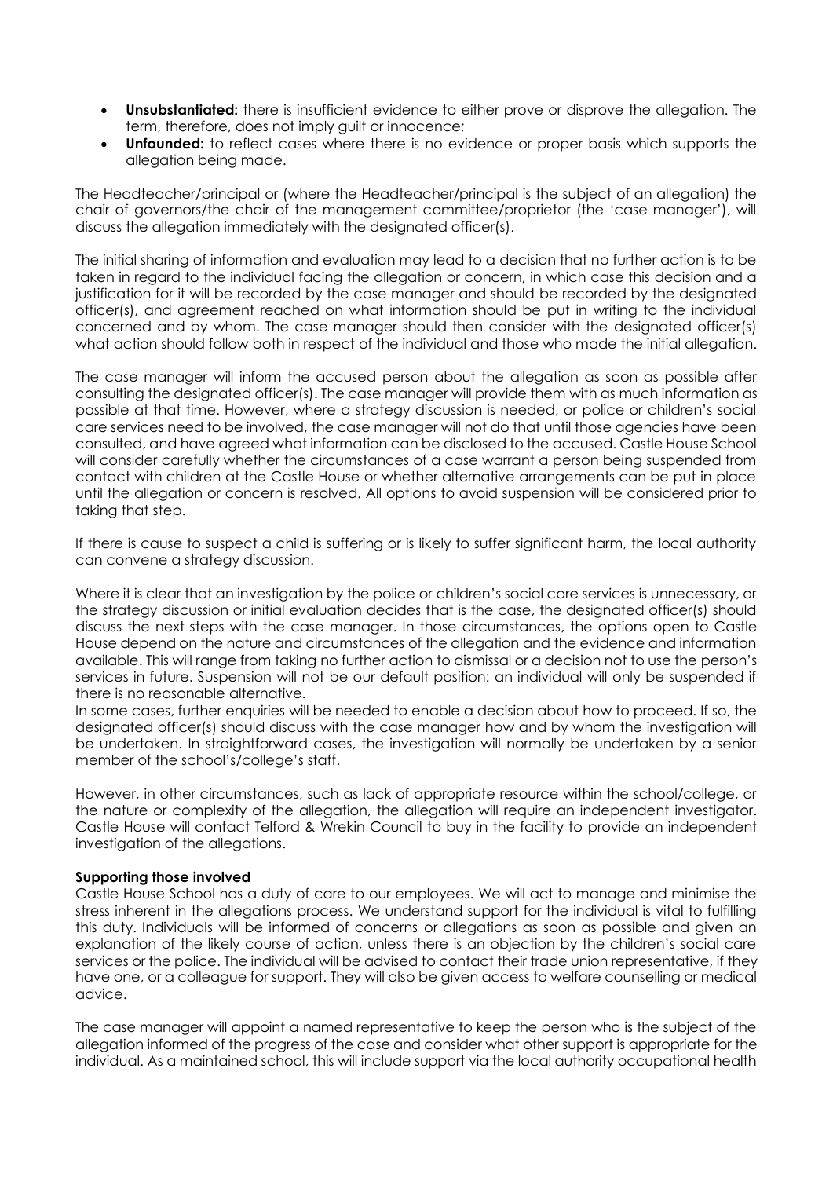- **Unsubstantiated:** there is insufficient evidence to either prove or disprove the allegation. The term, therefore, does not imply guilt or innocence;
- **Unfounded:** to reflect cases where there is no evidence or proper basis which supports the allegation being made.

The Headteacher/principal or (where the Headteacher/principal is the subject of an allegation) the chair of governors/the chair of the management committee/proprietor (the 'case manager'), will discuss the allegation immediately with the designated officer(s).

The initial sharing of information and evaluation may lead to a decision that no further action is to be taken in regard to the individual facing the allegation or concern, in which case this decision and a justification for it will be recorded by the case manager and should be recorded by the designated officer(s), and agreement reached on what information should be put in writing to the individual concerned and by whom. The case manager should then consider with the designated officer(s) what action should follow both in respect of the individual and those who made the initial allegation.

The case manager will inform the accused person about the allegation as soon as possible after consulting the designated officer(s). The case manager will provide them with as much information as possible at that time. However, where a strategy discussion is needed, or police or children's social care services need to be involved, the case manager will not do that until those agencies have been consulted, and have agreed what information can be disclosed to the accused. Castle House School will consider carefully whether the circumstances of a case warrant a person being suspended from contact with children at the Castle House or whether alternative arrangements can be put in place until the allegation or concern is resolved. All options to avoid suspension will be considered prior to taking that step.

If there is cause to suspect a child is suffering or is likely to suffer significant harm, the local authority can convene a strategy discussion.

Where it is clear that an investigation by the police or children's social care services is unnecessary, or the strategy discussion or initial evaluation decides that is the case, the designated officer(s) should discuss the next steps with the case manager. In those circumstances, the options open to Castle House depend on the nature and circumstances of the allegation and the evidence and information available. This will range from taking no further action to dismissal or a decision not to use the person's services in future. Suspension will not be our default position: an individual will only be suspended if there is no reasonable alternative.

In some cases, further enquiries will be needed to enable a decision about how to proceed. If so, the designated officer(s) should discuss with the case manager how and by whom the investigation will be undertaken. In straightforward cases, the investigation will normally be undertaken by a senior member of the school's/college's staff.

However, in other circumstances, such as lack of appropriate resource within the school/college, or the nature or complexity of the allegation, the allegation will require an independent investigator. Castle House will contact Telford & Wrekin Council to buy in the facility to provide an independent investigation of the allegations.

**Supporting those involved**

Castle House School has a duty of care to our employees. We will act to manage and minimise the stress inherent in the allegations process. We understand support for the individual is vital to fulfilling this duty. Individuals will be informed of concerns or allegations as soon as possible and given an explanation of the likely course of action, unless there is an objection by the children's social care services or the police. The individual will be advised to contact their trade union representative, if they have one, or a colleague for support. They will also be given access to welfare counselling or medical advice.

The case manager will appoint a named representative to keep the person who is the subject of the allegation informed of the progress of the case and consider what other support is appropriate for the individual. As a maintained school, this will include support via the local authority occupational health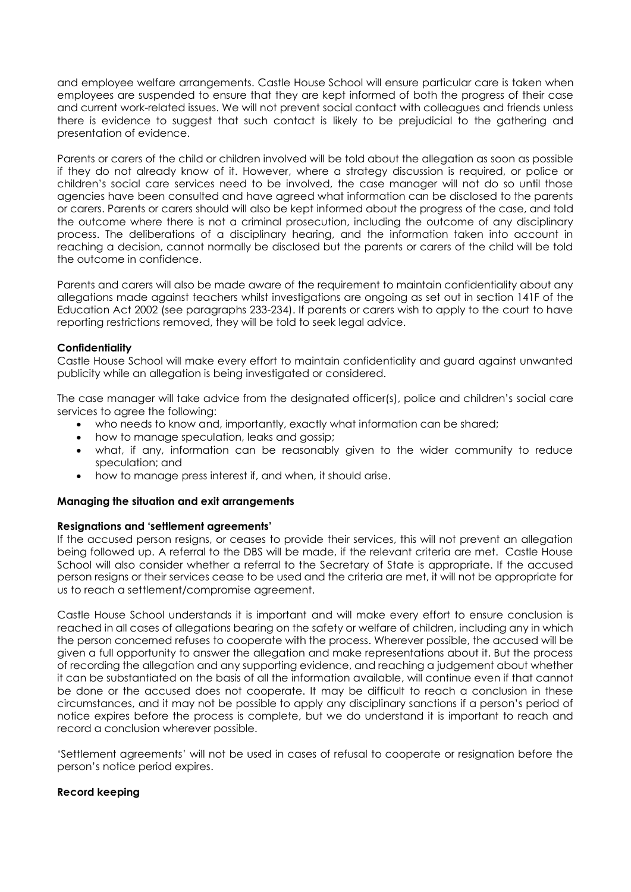and employee welfare arrangements. Castle House School will ensure particular care is taken when employees are suspended to ensure that they are kept informed of both the progress of their case and current work-related issues. We will not prevent social contact with colleagues and friends unless there is evidence to suggest that such contact is likely to be prejudicial to the gathering and presentation of evidence.

Parents or carers of the child or children involved will be told about the allegation as soon as possible if they do not already know of it. However, where a strategy discussion is required, or police or children's social care services need to be involved, the case manager will not do so until those agencies have been consulted and have agreed what information can be disclosed to the parents or carers. Parents or carers should will also be kept informed about the progress of the case, and told the outcome where there is not a criminal prosecution, including the outcome of any disciplinary process. The deliberations of a disciplinary hearing, and the information taken into account in reaching a decision, cannot normally be disclosed but the parents or carers of the child will be told the outcome in confidence.

Parents and carers will also be made aware of the requirement to maintain confidentiality about any allegations made against teachers whilst investigations are ongoing as set out in section 141F of the Education Act 2002 (see paragraphs 233-234). If parents or carers wish to apply to the court to have reporting restrictions removed, they will be told to seek legal advice.

**Confidentiality**

Castle House School will make every effort to maintain confidentiality and guard against unwanted publicity while an allegation is being investigated or considered.

The case manager will take advice from the designated officer(s), police and children's social care services to agree the following:

- who needs to know and, importantly, exactly what information can be shared;
- how to manage speculation, leaks and gossip;
- what, if any, information can be reasonably given to the wider community to reduce speculation; and
- how to manage press interest if, and when, it should arise.

**Managing the situation and exit arrangements**

**Resignations and 'settlement agreements'**

If the accused person resigns, or ceases to provide their services, this will not prevent an allegation being followed up. A referral to the DBS will be made, if the relevant criteria are met. Castle House School will also consider whether a referral to the Secretary of State is appropriate. If the accused person resigns or their services cease to be used and the criteria are met, it will not be appropriate for us to reach a settlement/compromise agreement.

Castle House School understands it is important and will make every effort to ensure conclusion is reached in all cases of allegations bearing on the safety or welfare of children, including any in which the person concerned refuses to cooperate with the process. Wherever possible, the accused will be given a full opportunity to answer the allegation and make representations about it. But the process of recording the allegation and any supporting evidence, and reaching a judgement about whether it can be substantiated on the basis of all the information available, will continue even if that cannot be done or the accused does not cooperate. It may be difficult to reach a conclusion in these circumstances, and it may not be possible to apply any disciplinary sanctions if a person's period of notice expires before the process is complete, but we do understand it is important to reach and record a conclusion wherever possible.

'Settlement agreements' will not be used in cases of refusal to cooperate or resignation before the person's notice period expires.

**Record keeping**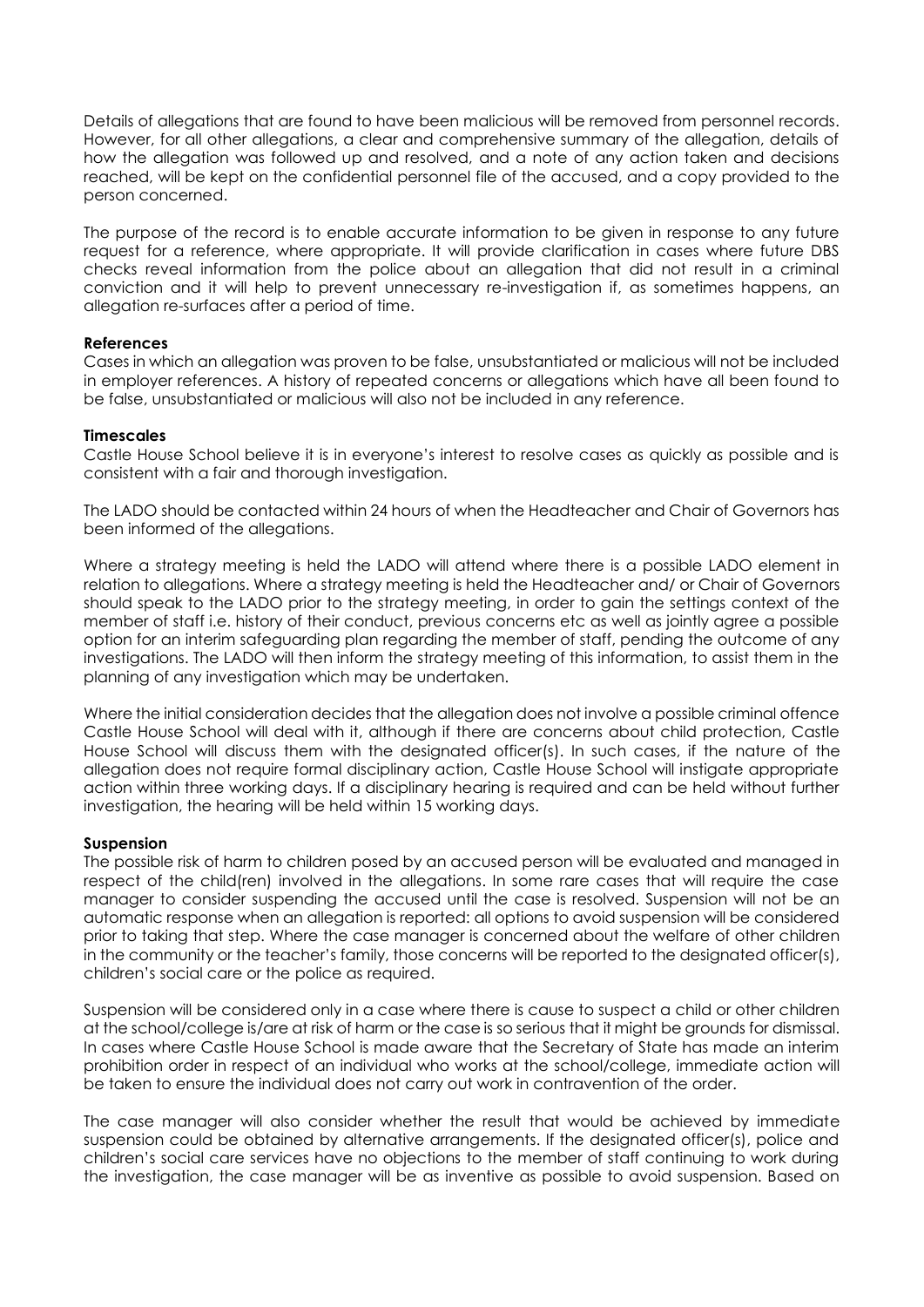Details of allegations that are found to have been malicious will be removed from personnel records. However, for all other allegations, a clear and comprehensive summary of the allegation, details of how the allegation was followed up and resolved, and a note of any action taken and decisions reached, will be kept on the confidential personnel file of the accused, and a copy provided to the person concerned.

The purpose of the record is to enable accurate information to be given in response to any future request for a reference, where appropriate. It will provide clarification in cases where future DBS checks reveal information from the police about an allegation that did not result in a criminal conviction and it will help to prevent unnecessary re-investigation if, as sometimes happens, an allegation re-surfaces after a period of time.

**References**

Cases in which an allegation was proven to be false, unsubstantiated or malicious will not be included in employer references. A history of repeated concerns or allegations which have all been found to be false, unsubstantiated or malicious will also not be included in any reference.

**Timescales**

Castle House School believe it is in everyone's interest to resolve cases as quickly as possible and is consistent with a fair and thorough investigation.

The LADO should be contacted within 24 hours of when the Headteacher and Chair of Governors has been informed of the allegations.

Where a strategy meeting is held the LADO will attend where there is a possible LADO element in relation to allegations. Where a strategy meeting is held the Headteacher and/ or Chair of Governors should speak to the LADO prior to the strategy meeting, in order to gain the settings context of the member of staff i.e. history of their conduct, previous concerns etc as well as jointly agree a possible option for an interim safeguarding plan regarding the member of staff, pending the outcome of any investigations. The LADO will then inform the strategy meeting of this information, to assist them in the planning of any investigation which may be undertaken.

Where the initial consideration decides that the allegation does not involve a possible criminal offence Castle House School will deal with it, although if there are concerns about child protection, Castle House School will discuss them with the designated officer(s). In such cases, if the nature of the allegation does not require formal disciplinary action, Castle House School will instigate appropriate action within three working days. If a disciplinary hearing is required and can be held without further investigation, the hearing will be held within 15 working days.

**Suspension**

The possible risk of harm to children posed by an accused person will be evaluated and managed in respect of the child(ren) involved in the allegations. In some rare cases that will require the case manager to consider suspending the accused until the case is resolved. Suspension will not be an automatic response when an allegation is reported: all options to avoid suspension will be considered prior to taking that step. Where the case manager is concerned about the welfare of other children in the community or the teacher's family, those concerns will be reported to the designated officer(s), children's social care or the police as required.

Suspension will be considered only in a case where there is cause to suspect a child or other children at the school/college is/are at risk of harm or the case is so serious that it might be grounds for dismissal. In cases where Castle House School is made aware that the Secretary of State has made an interim prohibition order in respect of an individual who works at the school/college, immediate action will be taken to ensure the individual does not carry out work in contravention of the order.

The case manager will also consider whether the result that would be achieved by immediate suspension could be obtained by alternative arrangements. If the designated officer(s), police and children's social care services have no objections to the member of staff continuing to work during the investigation, the case manager will be as inventive as possible to avoid suspension. Based on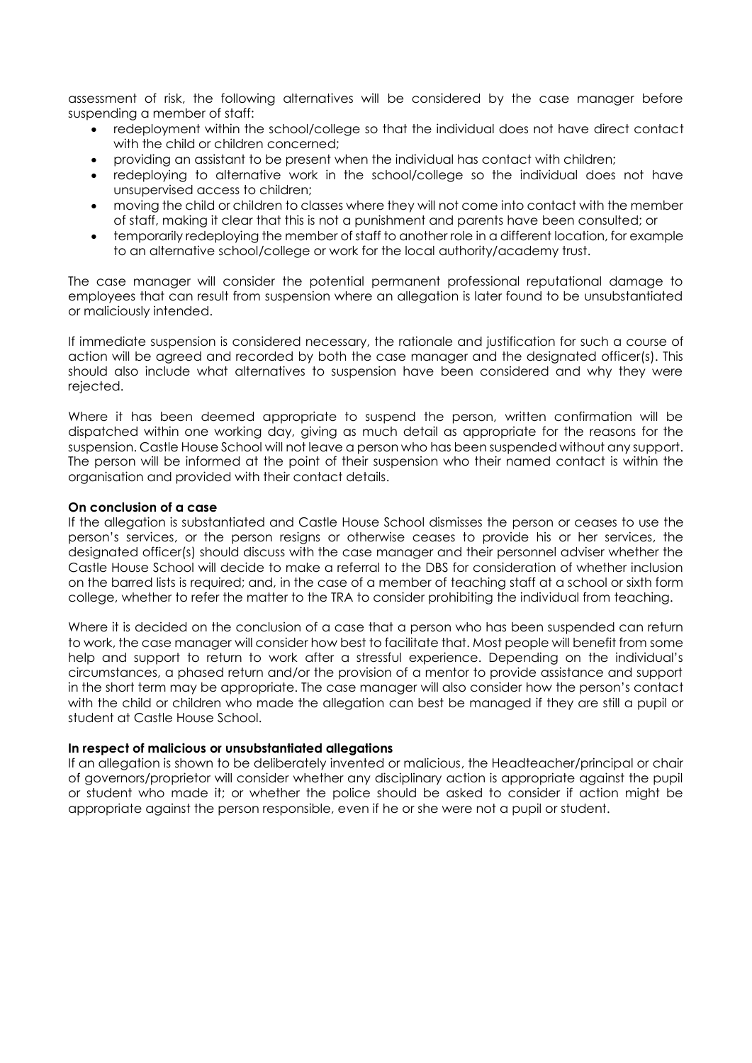assessment of risk, the following alternatives will be considered by the case manager before suspending a member of staff:

- redeployment within the school/college so that the individual does not have direct contact with the child or children concerned;
- providing an assistant to be present when the individual has contact with children;
- redeploying to alternative work in the school/college so the individual does not have unsupervised access to children;
- moving the child or children to classes where they will not come into contact with the member of staff, making it clear that this is not a punishment and parents have been consulted; or
- temporarily redeploying the member of staff to another role in a different location, for example to an alternative school/college or work for the local authority/academy trust.

The case manager will consider the potential permanent professional reputational damage to employees that can result from suspension where an allegation is later found to be unsubstantiated or maliciously intended.

If immediate suspension is considered necessary, the rationale and justification for such a course of action will be agreed and recorded by both the case manager and the designated officer(s). This should also include what alternatives to suspension have been considered and why they were rejected.

Where it has been deemed appropriate to suspend the person, written confirmation will be dispatched within one working day, giving as much detail as appropriate for the reasons for the suspension. Castle House School will not leave a person who has been suspended without any support. The person will be informed at the point of their suspension who their named contact is within the organisation and provided with their contact details.

**On conclusion of a case**

If the allegation is substantiated and Castle House School dismisses the person or ceases to use the person's services, or the person resigns or otherwise ceases to provide his or her services, the designated officer(s) should discuss with the case manager and their personnel adviser whether the Castle House School will decide to make a referral to the DBS for consideration of whether inclusion on the barred lists is required; and, in the case of a member of teaching staff at a school or sixth form college, whether to refer the matter to the TRA to consider prohibiting the individual from teaching.

Where it is decided on the conclusion of a case that a person who has been suspended can return to work, the case manager will consider how best to facilitate that. Most people will benefit from some help and support to return to work after a stressful experience. Depending on the individual's circumstances, a phased return and/or the provision of a mentor to provide assistance and support in the short term may be appropriate. The case manager will also consider how the person's contact with the child or children who made the allegation can best be managed if they are still a pupil or student at Castle House School.

**In respect of malicious or unsubstantiated allegations**

If an allegation is shown to be deliberately invented or malicious, the Headteacher/principal or chair of governors/proprietor will consider whether any disciplinary action is appropriate against the pupil or student who made it; or whether the police should be asked to consider if action might be appropriate against the person responsible, even if he or she were not a pupil or student.